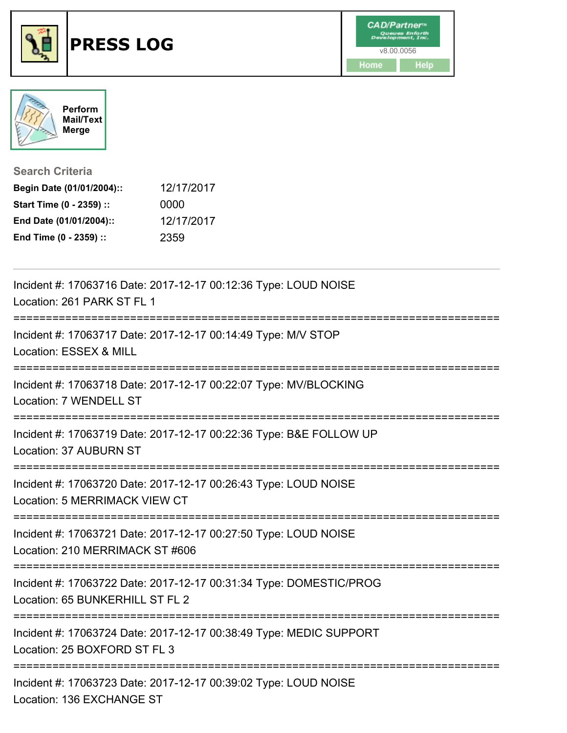# PRESS LOG

CAD/Partner™ v8.00.0056

Home | Help

Perform Mail/Text Merge

## Search Criteria

**Begin Date (01/01/2004)::** 12/17/2017
**Start Time (0 - 2359) ::** 0000
**End Date (01/01/2004)::** 12/17/2017
**End Time (0 - 2359) ::** 2359

---

Incident #: 17063716 Date: 2017-12-17 00:12:36 Type: LOUD NOISE
Location: 261 PARK ST FL 1

===========================================================================

Incident #: 17063717 Date: 2017-12-17 00:14:49 Type: M/V STOP
Location: ESSEX & MILL

===========================================================================

Incident #: 17063718 Date: 2017-12-17 00:22:07 Type: MV/BLOCKING
Location: 7 WENDELL ST

===========================================================================

Incident #: 17063719 Date: 2017-12-17 00:22:36 Type: B&E FOLLOW UP
Location: 37 AUBURN ST

===========================================================================

Incident #: 17063720 Date: 2017-12-17 00:26:43 Type: LOUD NOISE
Location: 5 MERRIMACK VIEW CT

===========================================================================

Incident #: 17063721 Date: 2017-12-17 00:27:50 Type: LOUD NOISE
Location: 210 MERRIMACK ST #606

===========================================================================

Incident #: 17063722 Date: 2017-12-17 00:31:34 Type: DOMESTIC/PROG
Location: 65 BUNKERHILL ST FL 2

===========================================================================

Incident #: 17063724 Date: 2017-12-17 00:38:49 Type: MEDIC SUPPORT
Location: 25 BOXFORD ST FL 3

===========================================================================

Incident #: 17063723 Date: 2017-12-17 00:39:02 Type: LOUD NOISE
Location: 136 EXCHANGE ST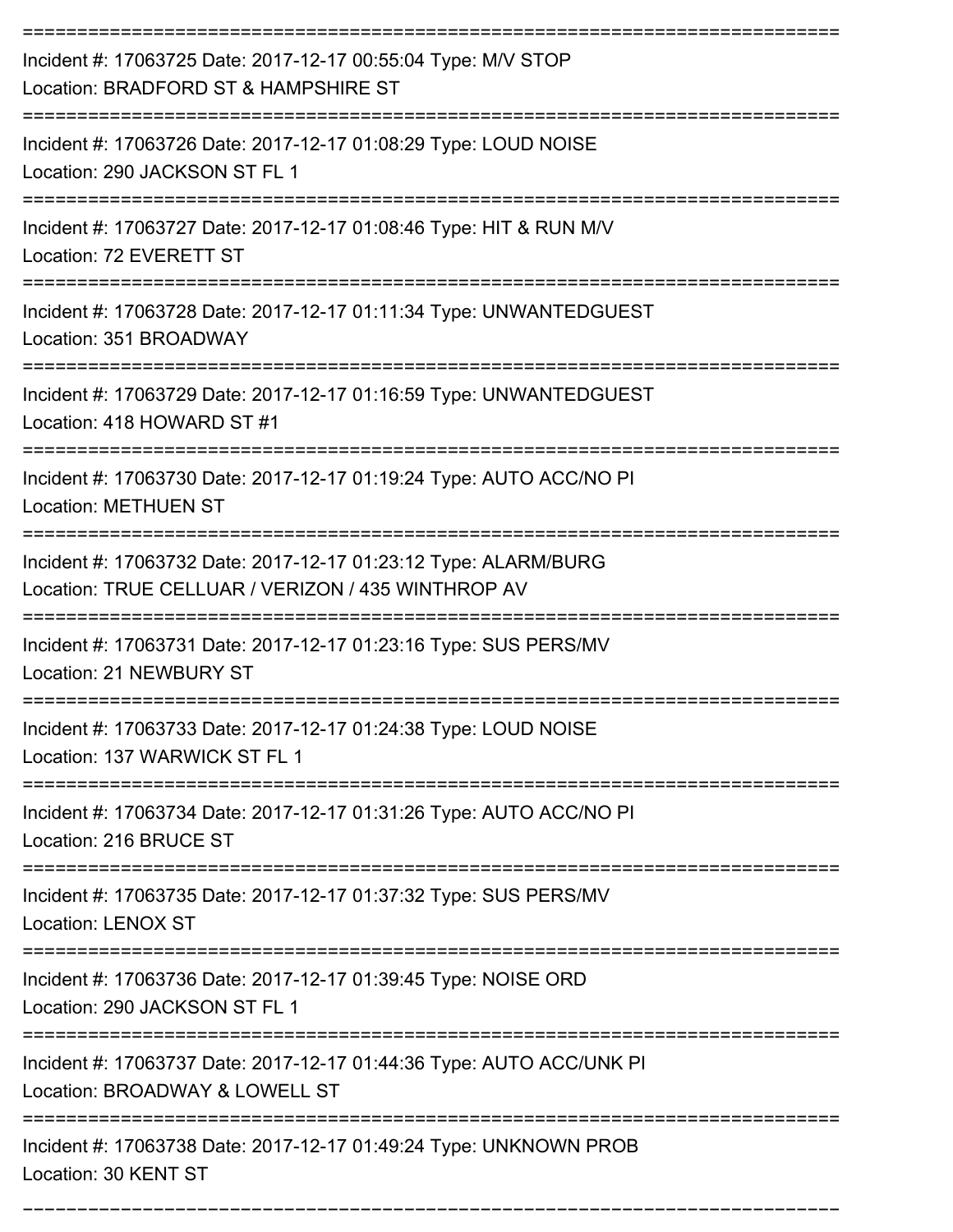Incident #: 17063725 Date: 2017-12-17 00:55:04 Type: M/V STOP
Location: BRADFORD ST & HAMPSHIRE ST

---

Incident #: 17063726 Date: 2017-12-17 01:08:29 Type: LOUD NOISE
Location: 290 JACKSON ST FL 1

---

Incident #: 17063727 Date: 2017-12-17 01:08:46 Type: HIT & RUN M/V
Location: 72 EVERETT ST

---

Incident #: 17063728 Date: 2017-12-17 01:11:34 Type: UNWANTEDGUEST
Location: 351 BROADWAY

---

Incident #: 17063729 Date: 2017-12-17 01:16:59 Type: UNWANTEDGUEST
Location: 418 HOWARD ST #1

---

Incident #: 17063730 Date: 2017-12-17 01:19:24 Type: AUTO ACC/NO PI
Location: METHUEN ST

---

Incident #: 17063732 Date: 2017-12-17 01:23:12 Type: ALARM/BURG
Location: TRUE CELLUAR / VERIZON / 435 WINTHROP AV

---

Incident #: 17063731 Date: 2017-12-17 01:23:16 Type: SUS PERS/MV
Location: 21 NEWBURY ST

---

Incident #: 17063733 Date: 2017-12-17 01:24:38 Type: LOUD NOISE
Location: 137 WARWICK ST FL 1

---

Incident #: 17063734 Date: 2017-12-17 01:31:26 Type: AUTO ACC/NO PI
Location: 216 BRUCE ST

---

Incident #: 17063735 Date: 2017-12-17 01:37:32 Type: SUS PERS/MV
Location: LENOX ST

---

Incident #: 17063736 Date: 2017-12-17 01:39:45 Type: NOISE ORD
Location: 290 JACKSON ST FL 1

---

Incident #: 17063737 Date: 2017-12-17 01:44:36 Type: AUTO ACC/UNK PI
Location: BROADWAY & LOWELL ST

---

Incident #: 17063738 Date: 2017-12-17 01:49:24 Type: UNKNOWN PROB
Location: 30 KENT ST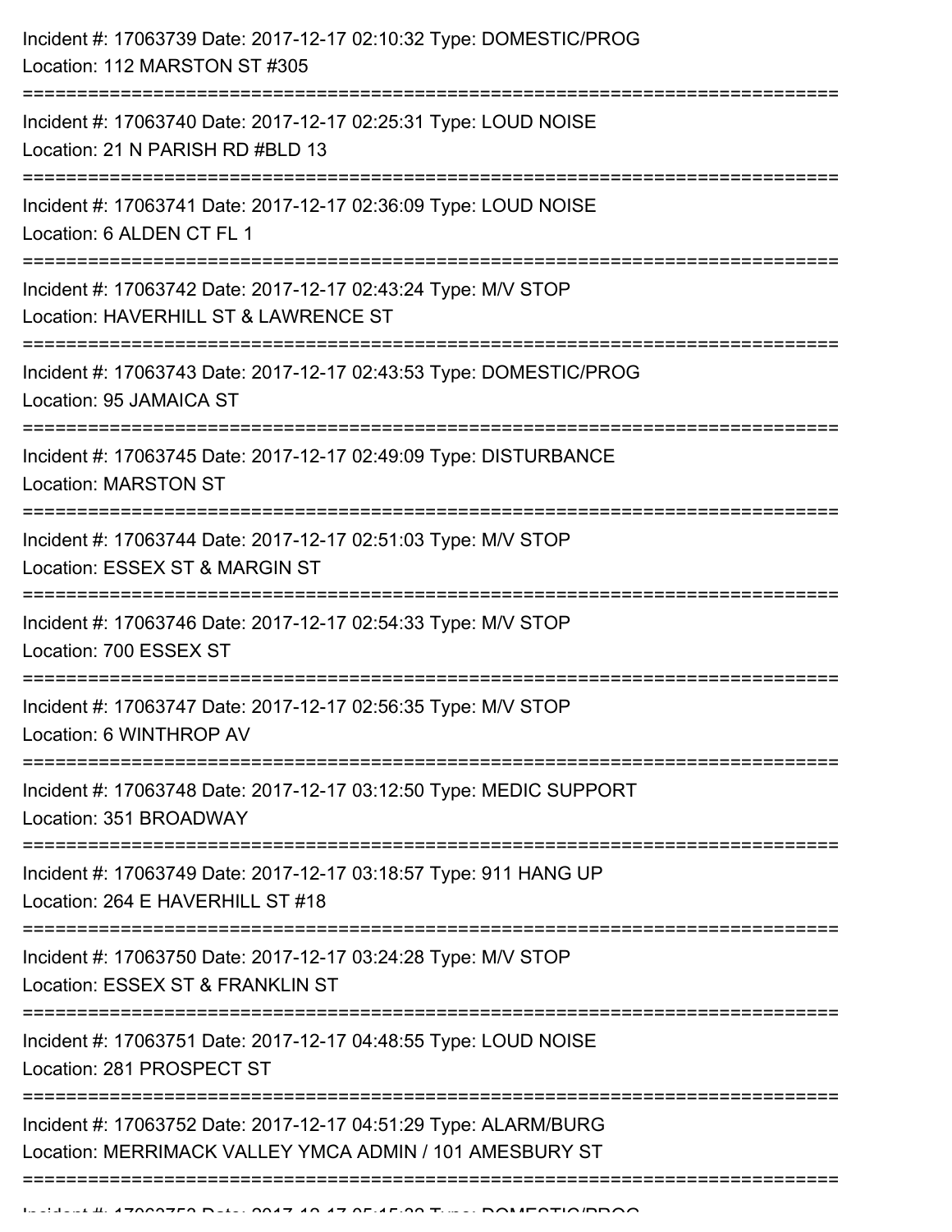Incident #: 17063739 Date: 2017-12-17 02:10:32 Type: DOMESTIC/PROG
Location: 112 MARSTON ST #305

===========================================================================

Incident #: 17063740 Date: 2017-12-17 02:25:31 Type: LOUD NOISE
Location: 21 N PARISH RD #BLD 13

===========================================================================

Incident #: 17063741 Date: 2017-12-17 02:36:09 Type: LOUD NOISE
Location: 6 ALDEN CT FL 1

===========================================================================

Incident #: 17063742 Date: 2017-12-17 02:43:24 Type: M/V STOP
Location: HAVERHILL ST & LAWRENCE ST

===========================================================================

Incident #: 17063743 Date: 2017-12-17 02:43:53 Type: DOMESTIC/PROG
Location: 95 JAMAICA ST

===========================================================================

Incident #: 17063745 Date: 2017-12-17 02:49:09 Type: DISTURBANCE
Location: MARSTON ST

===========================================================================

Incident #: 17063744 Date: 2017-12-17 02:51:03 Type: M/V STOP
Location: ESSEX ST & MARGIN ST

===========================================================================

Incident #: 17063746 Date: 2017-12-17 02:54:33 Type: M/V STOP
Location: 700 ESSEX ST

===========================================================================

Incident #: 17063747 Date: 2017-12-17 02:56:35 Type: M/V STOP
Location: 6 WINTHROP AV

===========================================================================

Incident #: 17063748 Date: 2017-12-17 03:12:50 Type: MEDIC SUPPORT
Location: 351 BROADWAY

===========================================================================

Incident #: 17063749 Date: 2017-12-17 03:18:57 Type: 911 HANG UP
Location: 264 E HAVERHILL ST #18

===========================================================================

Incident #: 17063750 Date: 2017-12-17 03:24:28 Type: M/V STOP
Location: ESSEX ST & FRANKLIN ST

===========================================================================

Incident #: 17063751 Date: 2017-12-17 04:48:55 Type: LOUD NOISE
Location: 281 PROSPECT ST

===========================================================================

Incident #: 17063752 Date: 2017-12-17 04:51:29 Type: ALARM/BURG
Location: MERRIMACK VALLEY YMCA ADMIN / 101 AMESBURY ST

===========================================================================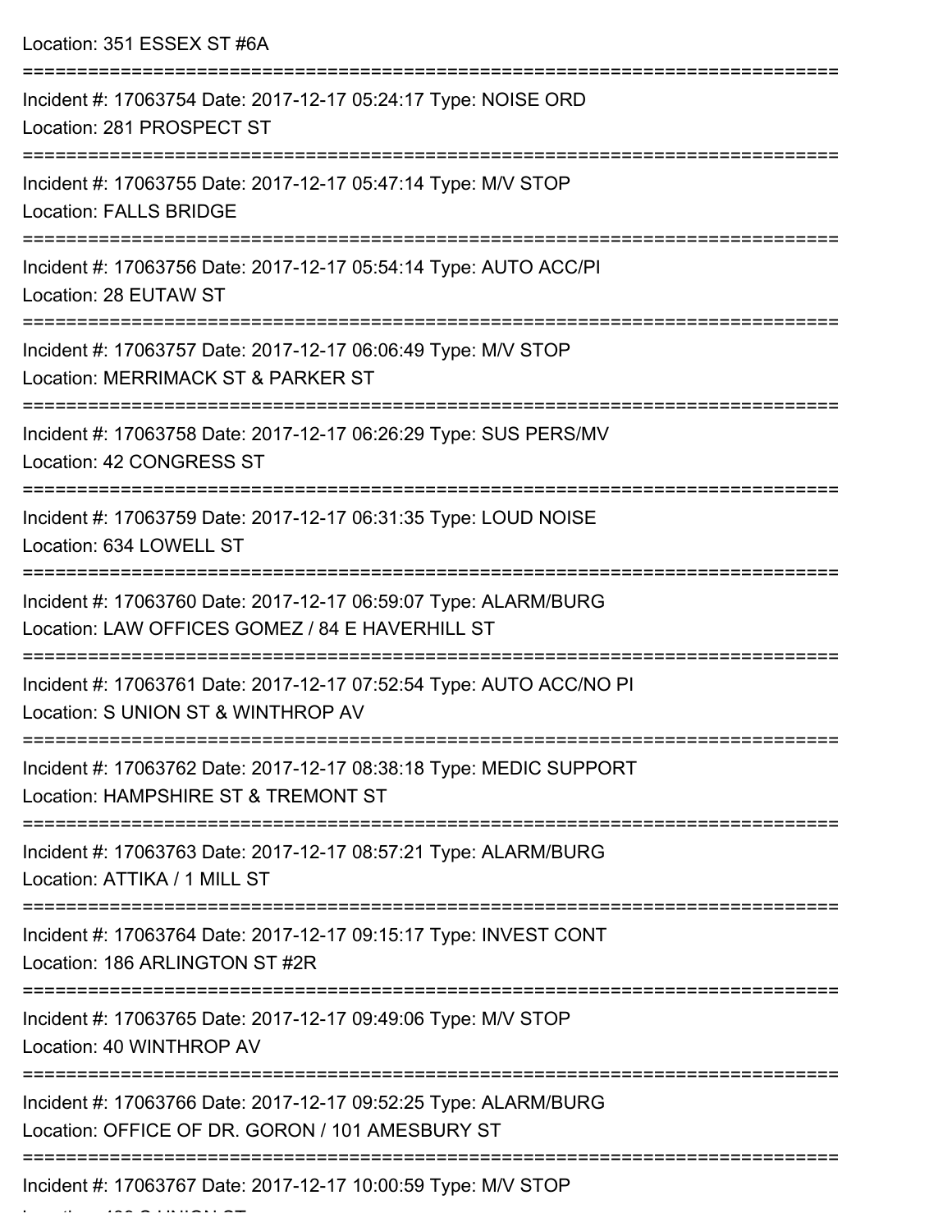Location: 351 ESSEX ST #6A

===========================================================================

Incident #: 17063754 Date: 2017-12-17 05:24:17 Type: NOISE ORD
Location: 281 PROSPECT ST

===========================================================================

Incident #: 17063755 Date: 2017-12-17 05:47:14 Type: M/V STOP
Location: FALLS BRIDGE

===========================================================================

Incident #: 17063756 Date: 2017-12-17 05:54:14 Type: AUTO ACC/PI
Location: 28 EUTAW ST

===========================================================================

Incident #: 17063757 Date: 2017-12-17 06:06:49 Type: M/V STOP
Location: MERRIMACK ST & PARKER ST

===========================================================================

Incident #: 17063758 Date: 2017-12-17 06:26:29 Type: SUS PERS/MV
Location: 42 CONGRESS ST

===========================================================================

Incident #: 17063759 Date: 2017-12-17 06:31:35 Type: LOUD NOISE
Location: 634 LOWELL ST

===========================================================================

Incident #: 17063760 Date: 2017-12-17 06:59:07 Type: ALARM/BURG
Location: LAW OFFICES GOMEZ / 84 E HAVERHILL ST

===========================================================================

Incident #: 17063761 Date: 2017-12-17 07:52:54 Type: AUTO ACC/NO PI
Location: S UNION ST & WINTHROP AV

===========================================================================

Incident #: 17063762 Date: 2017-12-17 08:38:18 Type: MEDIC SUPPORT
Location: HAMPSHIRE ST & TREMONT ST

===========================================================================

Incident #: 17063763 Date: 2017-12-17 08:57:21 Type: ALARM/BURG
Location: ATTIKA / 1 MILL ST

===========================================================================

Incident #: 17063764 Date: 2017-12-17 09:15:17 Type: INVEST CONT
Location: 186 ARLINGTON ST #2R

===========================================================================

Incident #: 17063765 Date: 2017-12-17 09:49:06 Type: M/V STOP
Location: 40 WINTHROP AV

===========================================================================

Incident #: 17063766 Date: 2017-12-17 09:52:25 Type: ALARM/BURG
Location: OFFICE OF DR. GORON / 101 AMESBURY ST

===========================================================================

Incident #: 17063767 Date: 2017-12-17 10:00:59 Type: M/V STOP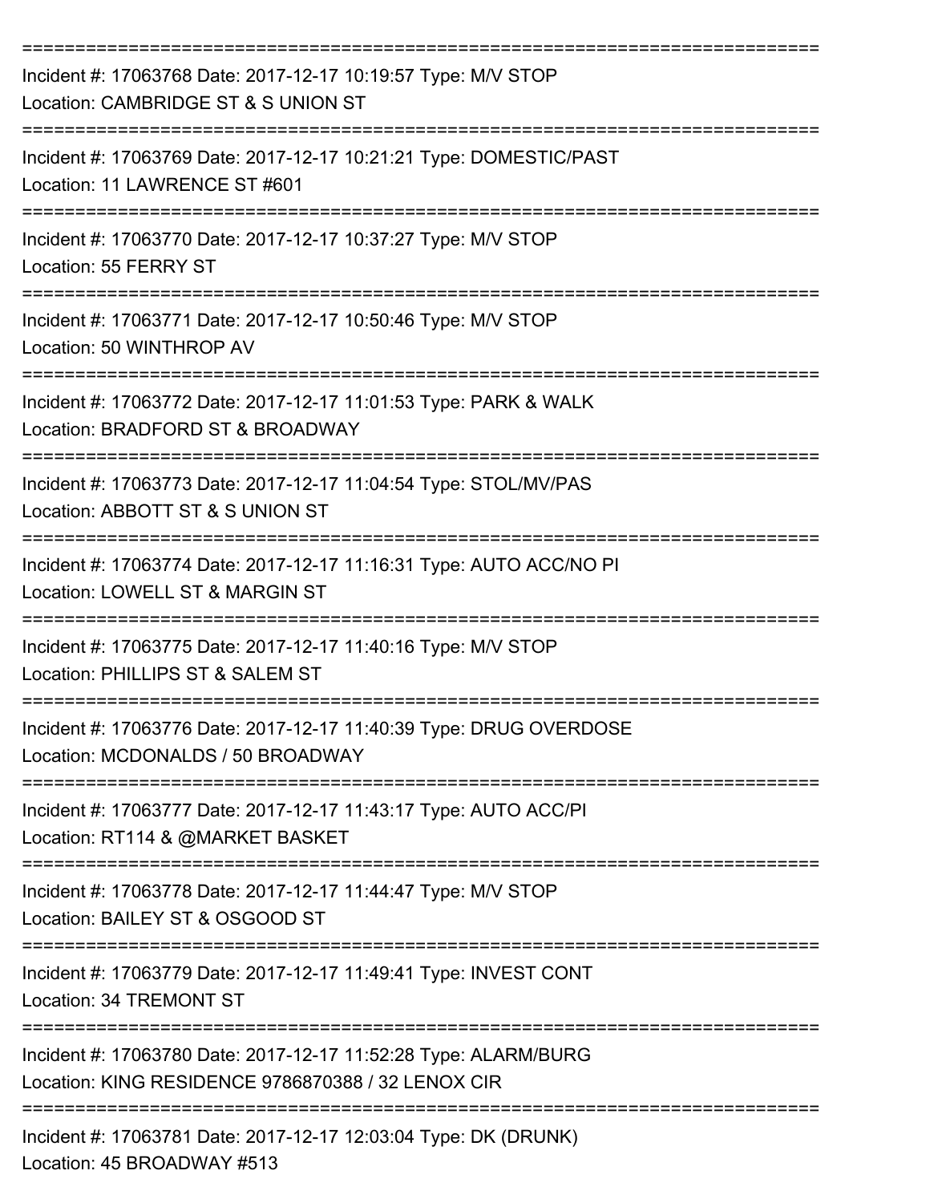===========================================================================

Incident #: 17063768 Date: 2017-12-17 10:19:57 Type: M/V STOP
Location: CAMBRIDGE ST & S UNION ST

===========================================================================

Incident #: 17063769 Date: 2017-12-17 10:21:21 Type: DOMESTIC/PAST
Location: 11 LAWRENCE ST #601

===========================================================================

Incident #: 17063770 Date: 2017-12-17 10:37:27 Type: M/V STOP
Location: 55 FERRY ST

===========================================================================

Incident #: 17063771 Date: 2017-12-17 10:50:46 Type: M/V STOP
Location: 50 WINTHROP AV

===========================================================================

Incident #: 17063772 Date: 2017-12-17 11:01:53 Type: PARK & WALK
Location: BRADFORD ST & BROADWAY

===========================================================================

Incident #: 17063773 Date: 2017-12-17 11:04:54 Type: STOL/MV/PAS
Location: ABBOTT ST & S UNION ST

===========================================================================

Incident #: 17063774 Date: 2017-12-17 11:16:31 Type: AUTO ACC/NO PI
Location: LOWELL ST & MARGIN ST

===========================================================================

Incident #: 17063775 Date: 2017-12-17 11:40:16 Type: M/V STOP
Location: PHILLIPS ST & SALEM ST

===========================================================================

Incident #: 17063776 Date: 2017-12-17 11:40:39 Type: DRUG OVERDOSE
Location: MCDONALDS / 50 BROADWAY

===========================================================================

Incident #: 17063777 Date: 2017-12-17 11:43:17 Type: AUTO ACC/PI
Location: RT114 & @MARKET BASKET

===========================================================================

Incident #: 17063778 Date: 2017-12-17 11:44:47 Type: M/V STOP
Location: BAILEY ST & OSGOOD ST

===========================================================================

Incident #: 17063779 Date: 2017-12-17 11:49:41 Type: INVEST CONT
Location: 34 TREMONT ST

===========================================================================

Incident #: 17063780 Date: 2017-12-17 11:52:28 Type: ALARM/BURG
Location: KING RESIDENCE 9786870388 / 32 LENOX CIR

===========================================================================

Incident #: 17063781 Date: 2017-12-17 12:03:04 Type: DK (DRUNK)
Location: 45 BROADWAY #513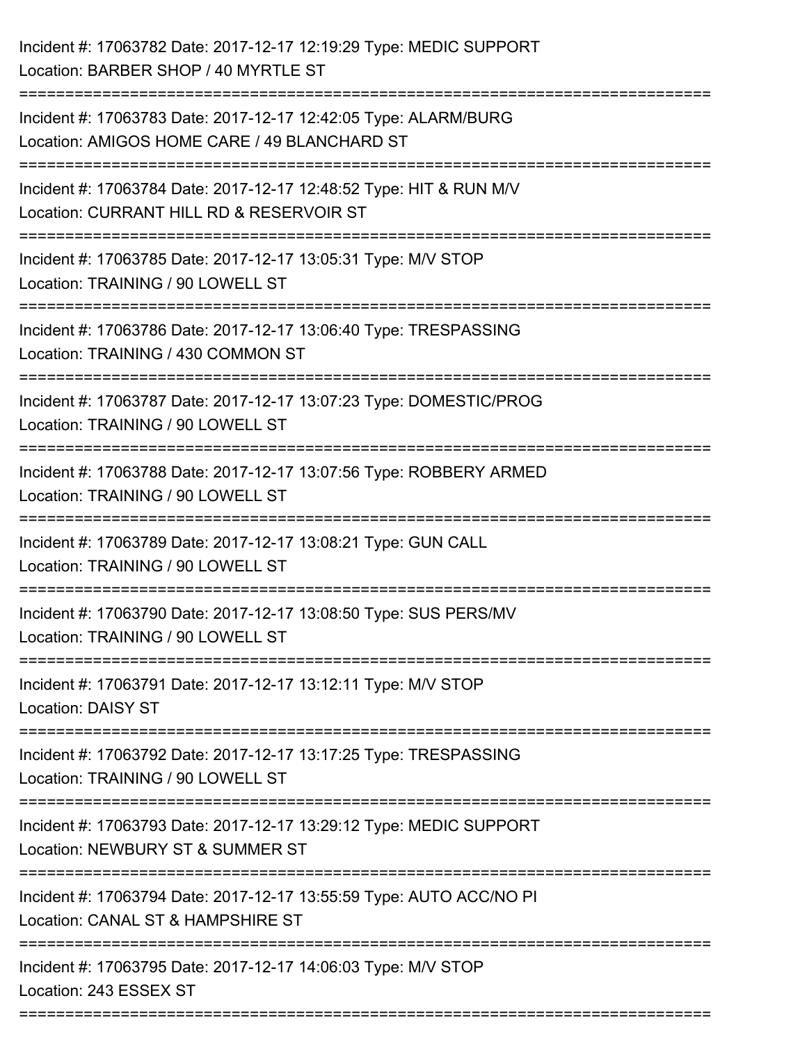Incident #: 17063782 Date: 2017-12-17 12:19:29 Type: MEDIC SUPPORT
Location: BARBER SHOP / 40 MYRTLE ST

===========================================================================

Incident #: 17063783 Date: 2017-12-17 12:42:05 Type: ALARM/BURG
Location: AMIGOS HOME CARE / 49 BLANCHARD ST

===========================================================================

Incident #: 17063784 Date: 2017-12-17 12:48:52 Type: HIT & RUN M/V
Location: CURRANT HILL RD & RESERVOIR ST

===========================================================================

Incident #: 17063785 Date: 2017-12-17 13:05:31 Type: M/V STOP
Location: TRAINING / 90 LOWELL ST

===========================================================================

Incident #: 17063786 Date: 2017-12-17 13:06:40 Type: TRESPASSING
Location: TRAINING / 430 COMMON ST

===========================================================================

Incident #: 17063787 Date: 2017-12-17 13:07:23 Type: DOMESTIC/PROG
Location: TRAINING / 90 LOWELL ST

===========================================================================

Incident #: 17063788 Date: 2017-12-17 13:07:56 Type: ROBBERY ARMED
Location: TRAINING / 90 LOWELL ST

===========================================================================

Incident #: 17063789 Date: 2017-12-17 13:08:21 Type: GUN CALL
Location: TRAINING / 90 LOWELL ST

===========================================================================

Incident #: 17063790 Date: 2017-12-17 13:08:50 Type: SUS PERS/MV
Location: TRAINING / 90 LOWELL ST

===========================================================================

Incident #: 17063791 Date: 2017-12-17 13:12:11 Type: M/V STOP
Location: DAISY ST

===========================================================================

Incident #: 17063792 Date: 2017-12-17 13:17:25 Type: TRESPASSING
Location: TRAINING / 90 LOWELL ST

===========================================================================

Incident #: 17063793 Date: 2017-12-17 13:29:12 Type: MEDIC SUPPORT
Location: NEWBURY ST & SUMMER ST

===========================================================================

Incident #: 17063794 Date: 2017-12-17 13:55:59 Type: AUTO ACC/NO PI
Location: CANAL ST & HAMPSHIRE ST

===========================================================================

Incident #: 17063795 Date: 2017-12-17 14:06:03 Type: M/V STOP
Location: 243 ESSEX ST

===========================================================================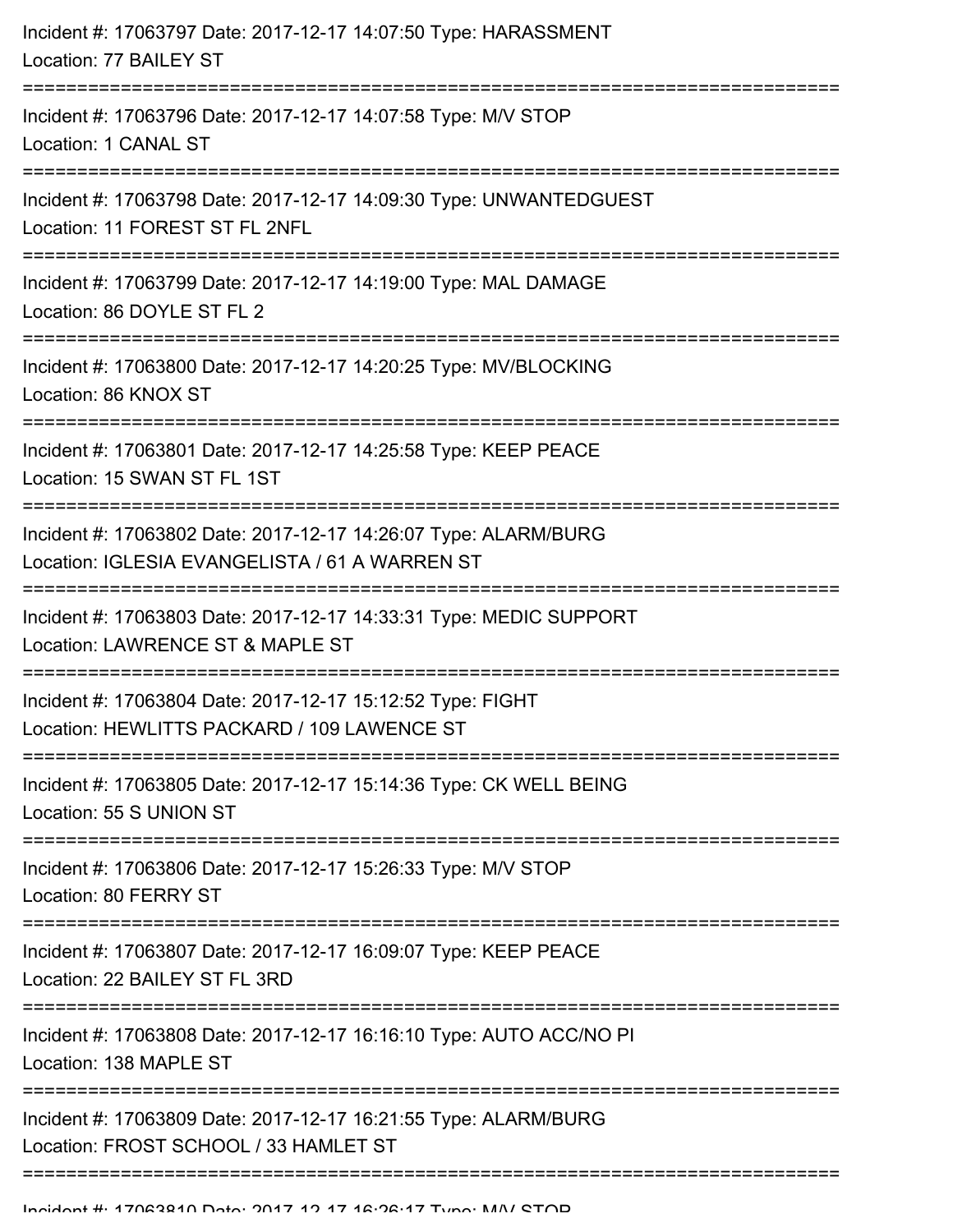Incident #: 17063797 Date: 2017-12-17 14:07:50 Type: HARASSMENT
Location: 77 BAILEY ST

===========================================================================

Incident #: 17063796 Date: 2017-12-17 14:07:58 Type: M/V STOP
Location: 1 CANAL ST

===========================================================================

Incident #: 17063798 Date: 2017-12-17 14:09:30 Type: UNWANTEDGUEST
Location: 11 FOREST ST FL 2NFL

===========================================================================

Incident #: 17063799 Date: 2017-12-17 14:19:00 Type: MAL DAMAGE
Location: 86 DOYLE ST FL 2

===========================================================================

Incident #: 17063800 Date: 2017-12-17 14:20:25 Type: MV/BLOCKING
Location: 86 KNOX ST

===========================================================================

Incident #: 17063801 Date: 2017-12-17 14:25:58 Type: KEEP PEACE
Location: 15 SWAN ST FL 1ST

===========================================================================

Incident #: 17063802 Date: 2017-12-17 14:26:07 Type: ALARM/BURG
Location: IGLESIA EVANGELISTA / 61 A WARREN ST

===========================================================================

Incident #: 17063803 Date: 2017-12-17 14:33:31 Type: MEDIC SUPPORT
Location: LAWRENCE ST & MAPLE ST

===========================================================================

Incident #: 17063804 Date: 2017-12-17 15:12:52 Type: FIGHT
Location: HEWLITTS PACKARD / 109 LAWENCE ST

===========================================================================

Incident #: 17063805 Date: 2017-12-17 15:14:36 Type: CK WELL BEING
Location: 55 S UNION ST

===========================================================================

Incident #: 17063806 Date: 2017-12-17 15:26:33 Type: M/V STOP
Location: 80 FERRY ST

===========================================================================

Incident #: 17063807 Date: 2017-12-17 16:09:07 Type: KEEP PEACE
Location: 22 BAILEY ST FL 3RD

===========================================================================

Incident #: 17063808 Date: 2017-12-17 16:16:10 Type: AUTO ACC/NO PI
Location: 138 MAPLE ST

===========================================================================

Incident #: 17063809 Date: 2017-12-17 16:21:55 Type: ALARM/BURG
Location: FROST SCHOOL / 33 HAMLET ST

===========================================================================

Incident #: 17063810 Date: 2017-12-17 16:26:17 Type: M/V STOP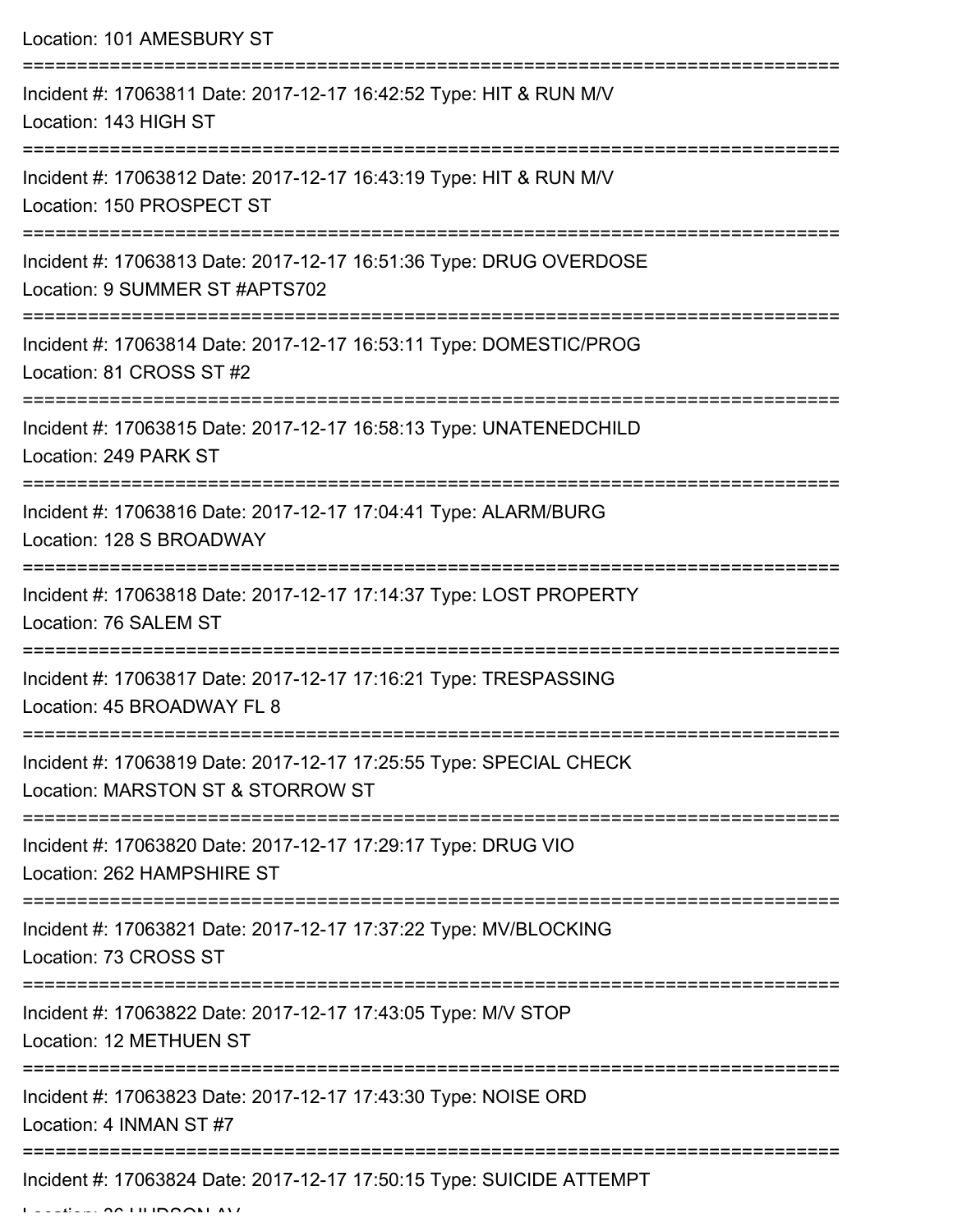Location: 101 AMESBURY ST

===========================================================================

Incident #: 17063811 Date: 2017-12-17 16:42:52 Type: HIT & RUN M/V

Location: 143 HIGH ST

===========================================================================

Incident #: 17063812 Date: 2017-12-17 16:43:19 Type: HIT & RUN M/V

Location: 150 PROSPECT ST

===========================================================================

Incident #: 17063813 Date: 2017-12-17 16:51:36 Type: DRUG OVERDOSE

Location: 9 SUMMER ST #APTS702

===========================================================================

Incident #: 17063814 Date: 2017-12-17 16:53:11 Type: DOMESTIC/PROG

Location: 81 CROSS ST #2

===========================================================================

Incident #: 17063815 Date: 2017-12-17 16:58:13 Type: UNATENEDCHILD

Location: 249 PARK ST

===========================================================================

Incident #: 17063816 Date: 2017-12-17 17:04:41 Type: ALARM/BURG

Location: 128 S BROADWAY

===========================================================================

Incident #: 17063818 Date: 2017-12-17 17:14:37 Type: LOST PROPERTY

Location: 76 SALEM ST

===========================================================================

Incident #: 17063817 Date: 2017-12-17 17:16:21 Type: TRESPASSING

Location: 45 BROADWAY FL 8

===========================================================================

Incident #: 17063819 Date: 2017-12-17 17:25:55 Type: SPECIAL CHECK

Location: MARSTON ST & STORROW ST

===========================================================================

Incident #: 17063820 Date: 2017-12-17 17:29:17 Type: DRUG VIO

Location: 262 HAMPSHIRE ST

===========================================================================

Incident #: 17063821 Date: 2017-12-17 17:37:22 Type: MV/BLOCKING

Location: 73 CROSS ST

===========================================================================

Incident #: 17063822 Date: 2017-12-17 17:43:05 Type: M/V STOP

Location: 12 METHUEN ST

===========================================================================

Incident #: 17063823 Date: 2017-12-17 17:43:30 Type: NOISE ORD

Location: 4 INMAN ST #7

===========================================================================

Incident #: 17063824 Date: 2017-12-17 17:50:15 Type: SUICIDE ATTEMPT

Location: 36 HUDSON AV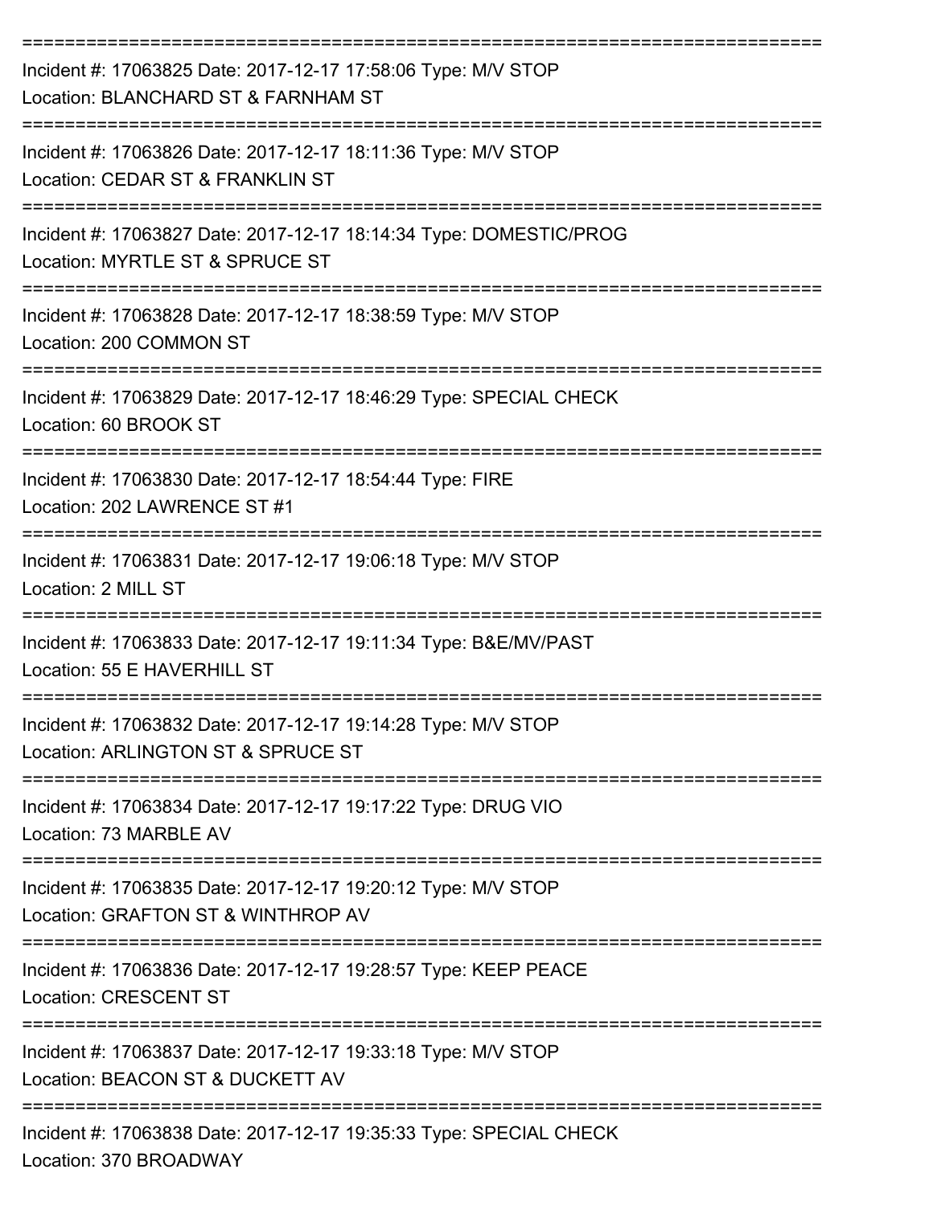Incident #: 17063825 Date: 2017-12-17 17:58:06 Type: M/V STOP
Location: BLANCHARD ST & FARNHAM ST

Incident #: 17063826 Date: 2017-12-17 18:11:36 Type: M/V STOP
Location: CEDAR ST & FRANKLIN ST

Incident #: 17063827 Date: 2017-12-17 18:14:34 Type: DOMESTIC/PROG
Location: MYRTLE ST & SPRUCE ST

Incident #: 17063828 Date: 2017-12-17 18:38:59 Type: M/V STOP
Location: 200 COMMON ST

Incident #: 17063829 Date: 2017-12-17 18:46:29 Type: SPECIAL CHECK
Location: 60 BROOK ST

Incident #: 17063830 Date: 2017-12-17 18:54:44 Type: FIRE
Location: 202 LAWRENCE ST #1

Incident #: 17063831 Date: 2017-12-17 19:06:18 Type: M/V STOP
Location: 2 MILL ST

Incident #: 17063833 Date: 2017-12-17 19:11:34 Type: B&E/MV/PAST
Location: 55 E HAVERHILL ST

Incident #: 17063832 Date: 2017-12-17 19:14:28 Type: M/V STOP
Location: ARLINGTON ST & SPRUCE ST

Incident #: 17063834 Date: 2017-12-17 19:17:22 Type: DRUG VIO
Location: 73 MARBLE AV

Incident #: 17063835 Date: 2017-12-17 19:20:12 Type: M/V STOP
Location: GRAFTON ST & WINTHROP AV

Incident #: 17063836 Date: 2017-12-17 19:28:57 Type: KEEP PEACE
Location: CRESCENT ST

Incident #: 17063837 Date: 2017-12-17 19:33:18 Type: M/V STOP
Location: BEACON ST & DUCKETT AV

Incident #: 17063838 Date: 2017-12-17 19:35:33 Type: SPECIAL CHECK
Location: 370 BROADWAY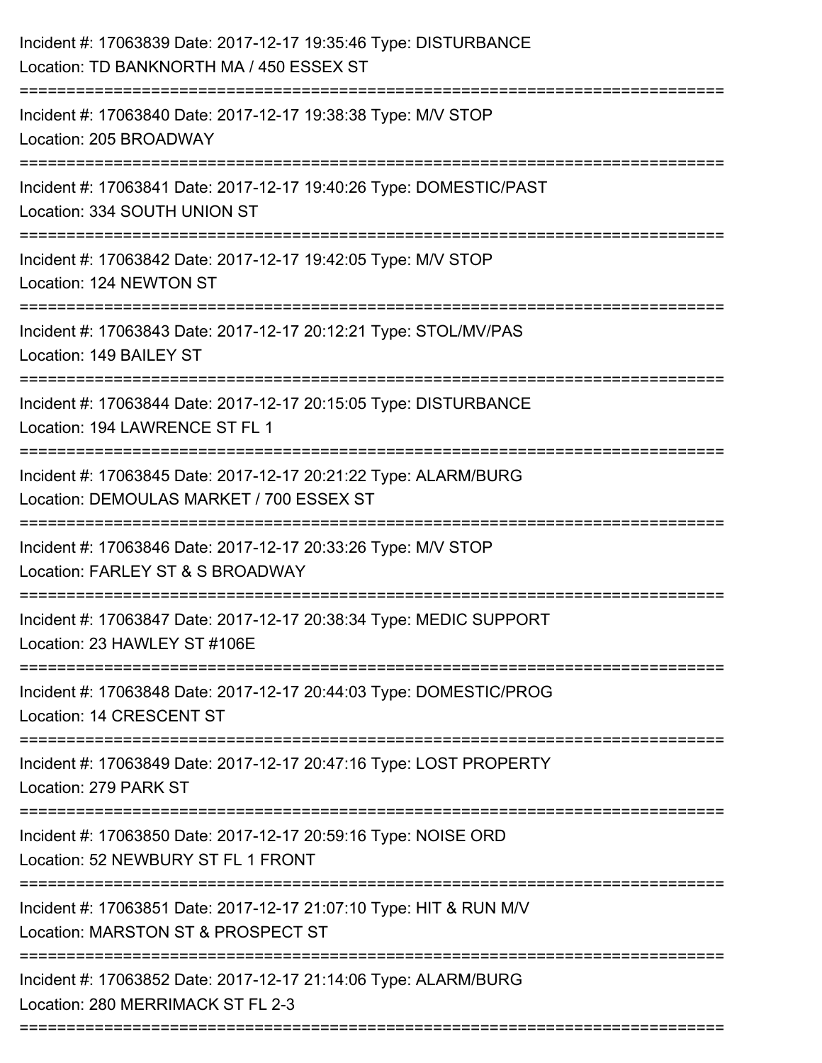Incident #: 17063839 Date: 2017-12-17 19:35:46 Type: DISTURBANCE
Location: TD BANKNORTH MA / 450 ESSEX ST

===========================================================================

Incident #: 17063840 Date: 2017-12-17 19:38:38 Type: M/V STOP
Location: 205 BROADWAY

===========================================================================

Incident #: 17063841 Date: 2017-12-17 19:40:26 Type: DOMESTIC/PAST
Location: 334 SOUTH UNION ST

===========================================================================

Incident #: 17063842 Date: 2017-12-17 19:42:05 Type: M/V STOP
Location: 124 NEWTON ST

===========================================================================

Incident #: 17063843 Date: 2017-12-17 20:12:21 Type: STOL/MV/PAS
Location: 149 BAILEY ST

===========================================================================

Incident #: 17063844 Date: 2017-12-17 20:15:05 Type: DISTURBANCE
Location: 194 LAWRENCE ST FL 1

===========================================================================

Incident #: 17063845 Date: 2017-12-17 20:21:22 Type: ALARM/BURG
Location: DEMOULAS MARKET / 700 ESSEX ST

===========================================================================

Incident #: 17063846 Date: 2017-12-17 20:33:26 Type: M/V STOP
Location: FARLEY ST & S BROADWAY

===========================================================================

Incident #: 17063847 Date: 2017-12-17 20:38:34 Type: MEDIC SUPPORT
Location: 23 HAWLEY ST #106E

===========================================================================

Incident #: 17063848 Date: 2017-12-17 20:44:03 Type: DOMESTIC/PROG
Location: 14 CRESCENT ST

===========================================================================

Incident #: 17063849 Date: 2017-12-17 20:47:16 Type: LOST PROPERTY
Location: 279 PARK ST

===========================================================================

Incident #: 17063850 Date: 2017-12-17 20:59:16 Type: NOISE ORD
Location: 52 NEWBURY ST FL 1 FRONT

===========================================================================

Incident #: 17063851 Date: 2017-12-17 21:07:10 Type: HIT & RUN M/V
Location: MARSTON ST & PROSPECT ST

===========================================================================

Incident #: 17063852 Date: 2017-12-17 21:14:06 Type: ALARM/BURG
Location: 280 MERRIMACK ST FL 2-3

===========================================================================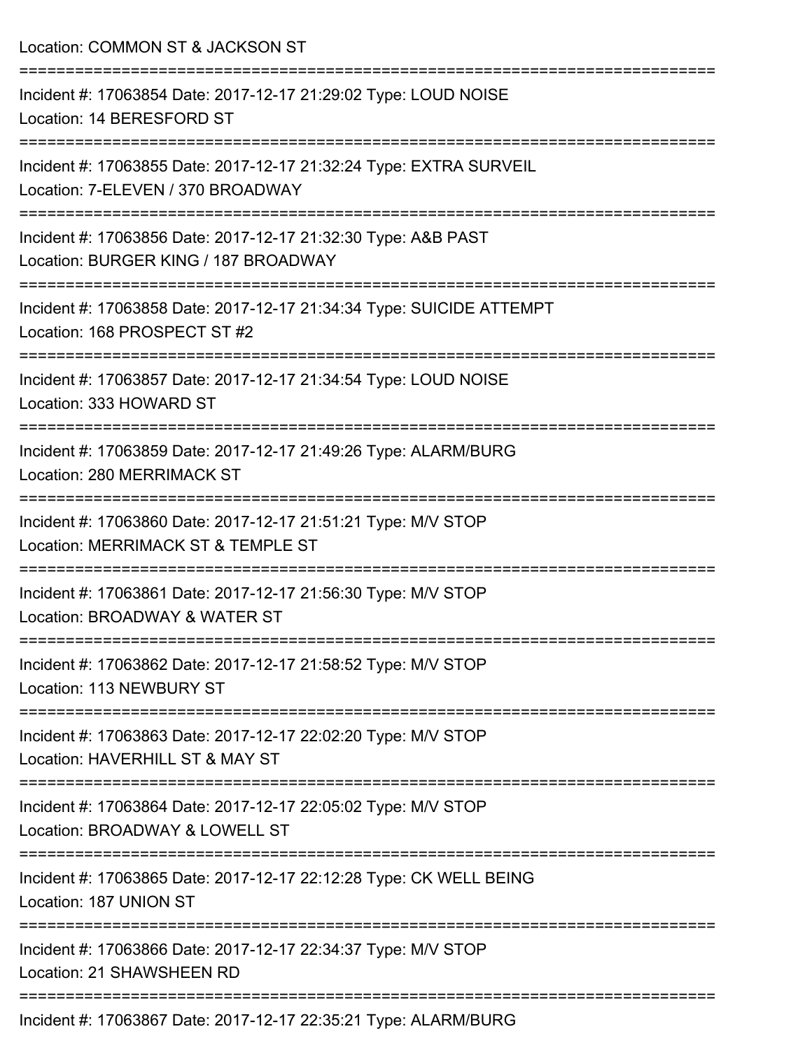Location: COMMON ST & JACKSON ST

===========================================================================

Incident #: 17063854 Date: 2017-12-17 21:29:02 Type: LOUD NOISE
Location: 14 BERESFORD ST

===========================================================================

Incident #: 17063855 Date: 2017-12-17 21:32:24 Type: EXTRA SURVEIL
Location: 7-ELEVEN / 370 BROADWAY

===========================================================================

Incident #: 17063856 Date: 2017-12-17 21:32:30 Type: A&B PAST
Location: BURGER KING / 187 BROADWAY

===========================================================================

Incident #: 17063858 Date: 2017-12-17 21:34:34 Type: SUICIDE ATTEMPT
Location: 168 PROSPECT ST #2

===========================================================================

Incident #: 17063857 Date: 2017-12-17 21:34:54 Type: LOUD NOISE
Location: 333 HOWARD ST

===========================================================================

Incident #: 17063859 Date: 2017-12-17 21:49:26 Type: ALARM/BURG
Location: 280 MERRIMACK ST

===========================================================================

Incident #: 17063860 Date: 2017-12-17 21:51:21 Type: M/V STOP
Location: MERRIMACK ST & TEMPLE ST

===========================================================================

Incident #: 17063861 Date: 2017-12-17 21:56:30 Type: M/V STOP
Location: BROADWAY & WATER ST

===========================================================================

Incident #: 17063862 Date: 2017-12-17 21:58:52 Type: M/V STOP
Location: 113 NEWBURY ST

===========================================================================

Incident #: 17063863 Date: 2017-12-17 22:02:20 Type: M/V STOP
Location: HAVERHILL ST & MAY ST

===========================================================================

Incident #: 17063864 Date: 2017-12-17 22:05:02 Type: M/V STOP
Location: BROADWAY & LOWELL ST

===========================================================================

Incident #: 17063865 Date: 2017-12-17 22:12:28 Type: CK WELL BEING
Location: 187 UNION ST

===========================================================================

Incident #: 17063866 Date: 2017-12-17 22:34:37 Type: M/V STOP
Location: 21 SHAWSHEEN RD

===========================================================================

Incident #: 17063867 Date: 2017-12-17 22:35:21 Type: ALARM/BURG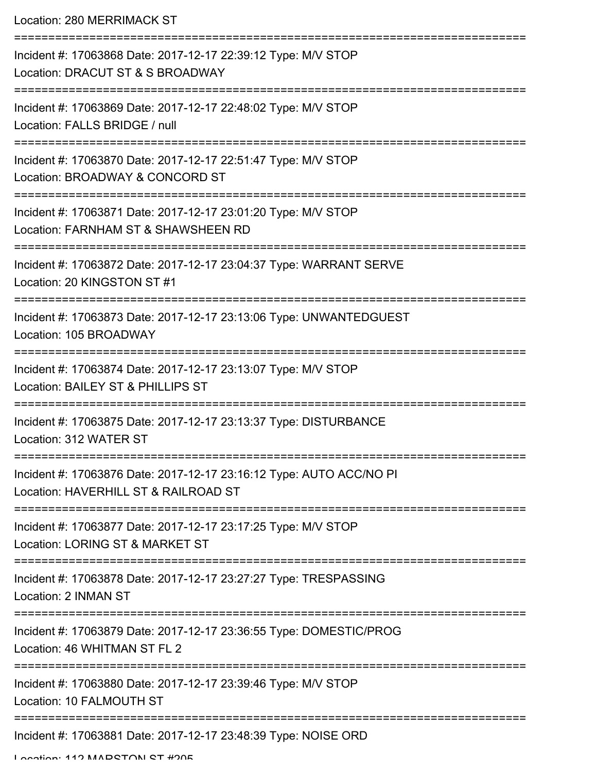Location: 280 MERRIMACK ST

===========================================================================

Incident #: 17063868 Date: 2017-12-17 22:39:12 Type: M/V STOP

Location: DRACUT ST & S BROADWAY

===========================================================================

Incident #: 17063869 Date: 2017-12-17 22:48:02 Type: M/V STOP

Location: FALLS BRIDGE / null

===========================================================================

Incident #: 17063870 Date: 2017-12-17 22:51:47 Type: M/V STOP

Location: BROADWAY & CONCORD ST

===========================================================================

Incident #: 17063871 Date: 2017-12-17 23:01:20 Type: M/V STOP

Location: FARNHAM ST & SHAWSHEEN RD

===========================================================================

Incident #: 17063872 Date: 2017-12-17 23:04:37 Type: WARRANT SERVE

Location: 20 KINGSTON ST #1

===========================================================================

Incident #: 17063873 Date: 2017-12-17 23:13:06 Type: UNWANTEDGUEST

Location: 105 BROADWAY

===========================================================================

Incident #: 17063874 Date: 2017-12-17 23:13:07 Type: M/V STOP

Location: BAILEY ST & PHILLIPS ST

===========================================================================

Incident #: 17063875 Date: 2017-12-17 23:13:37 Type: DISTURBANCE

Location: 312 WATER ST

===========================================================================

Incident #: 17063876 Date: 2017-12-17 23:16:12 Type: AUTO ACC/NO PI

Location: HAVERHILL ST & RAILROAD ST

===========================================================================

Incident #: 17063877 Date: 2017-12-17 23:17:25 Type: M/V STOP

Location: LORING ST & MARKET ST

===========================================================================

Incident #: 17063878 Date: 2017-12-17 23:27:27 Type: TRESPASSING

Location: 2 INMAN ST

===========================================================================

Incident #: 17063879 Date: 2017-12-17 23:36:55 Type: DOMESTIC/PROG

Location: 46 WHITMAN ST FL 2

===========================================================================

Incident #: 17063880 Date: 2017-12-17 23:39:46 Type: M/V STOP

Location: 10 FALMOUTH ST

===========================================================================

Incident #: 17063881 Date: 2017-12-17 23:48:39 Type: NOISE ORD

Location: 112 MARSTON ST #205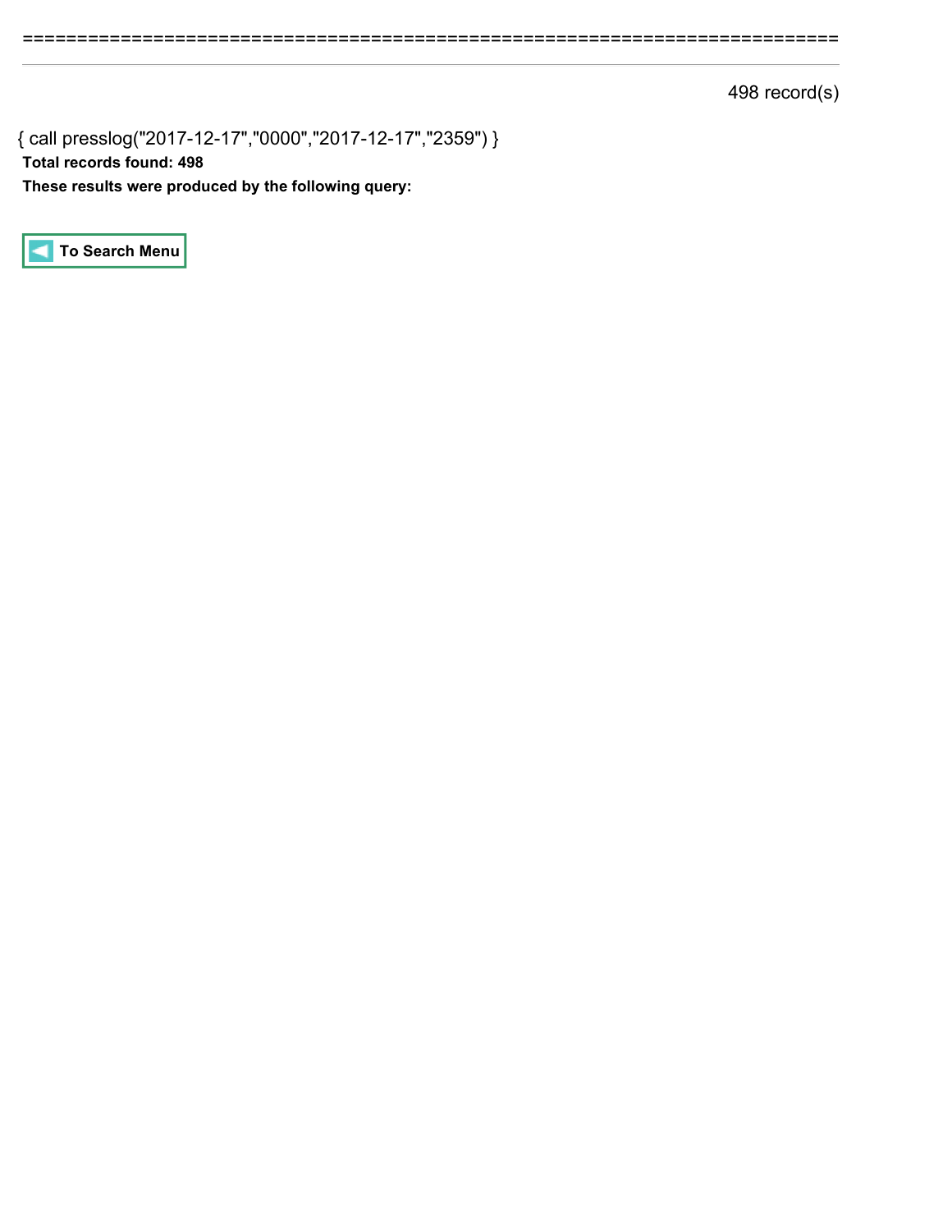===========================================================================

---

498 record(s)

{ call presslog("2017-12-17","0000","2017-12-17","2359") }

**Total records found: 498**

**These results were produced by the following query:**

**To Search Menu**